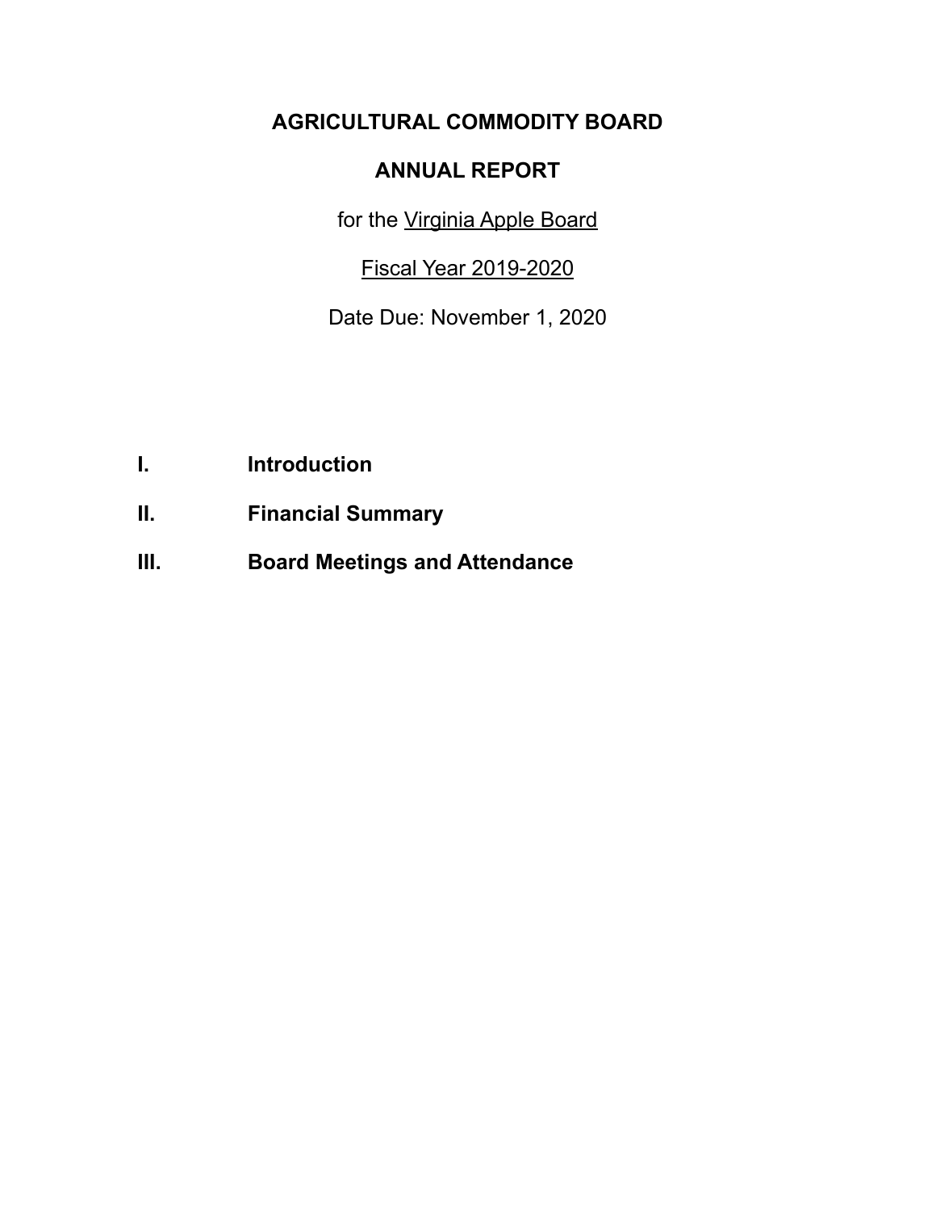# AGRICULTURAL COMMODITY BOARD

## ANNUAL REPORT

for the Virginia Apple Board

Fiscal Year 2019-2020

Date Due: November 1, 2020

**I. Introduction**

**II. Financial Summary**

**III. Board Meetings and Attendance**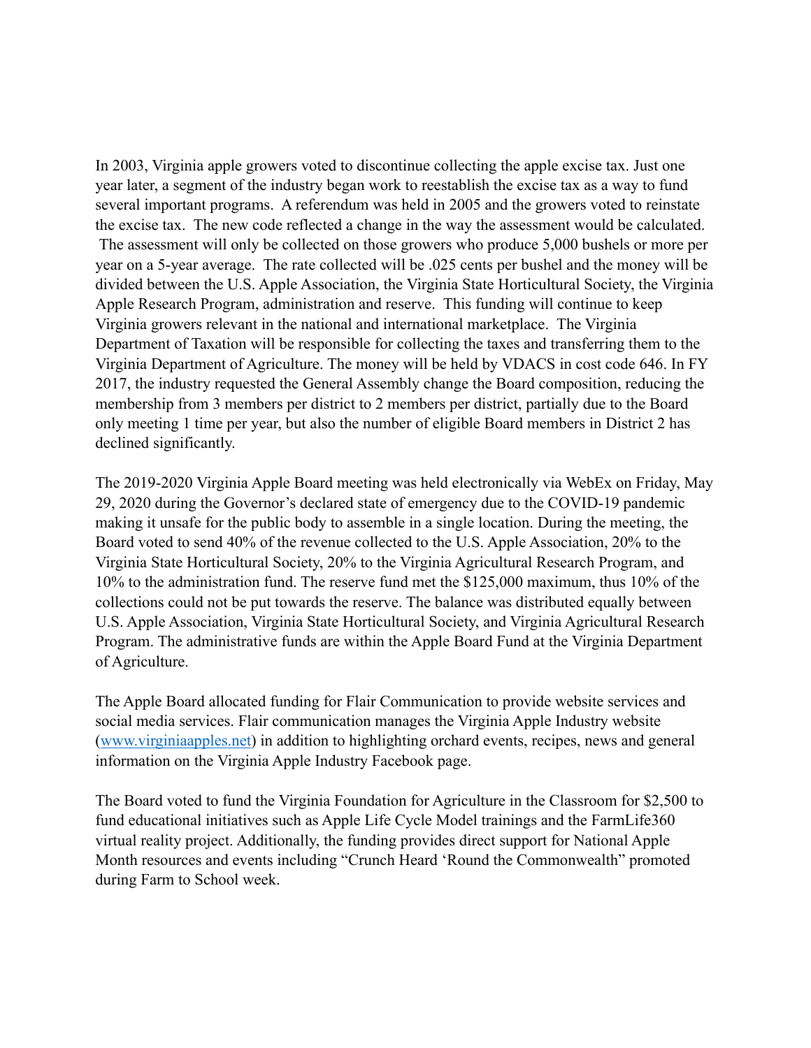In 2003, Virginia apple growers voted to discontinue collecting the apple excise tax. Just one year later, a segment of the industry began work to reestablish the excise tax as a way to fund several important programs. A referendum was held in 2005 and the growers voted to reinstate the excise tax. The new code reflected a change in the way the assessment would be calculated. The assessment will only be collected on those growers who produce 5,000 bushels or more per year on a 5-year average. The rate collected will be .025 cents per bushel and the money will be divided between the U.S. Apple Association, the Virginia State Horticultural Society, the Virginia Apple Research Program, administration and reserve. This funding will continue to keep Virginia growers relevant in the national and international marketplace. The Virginia Department of Taxation will be responsible for collecting the taxes and transferring them to the Virginia Department of Agriculture. The money will be held by VDACS in cost code 646. In FY 2017, the industry requested the General Assembly change the Board composition, reducing the membership from 3 members per district to 2 members per district, partially due to the Board only meeting 1 time per year, but also the number of eligible Board members in District 2 has declined significantly.

The 2019-2020 Virginia Apple Board meeting was held electronically via WebEx on Friday, May 29, 2020 during the Governor's declared state of emergency due to the COVID-19 pandemic making it unsafe for the public body to assemble in a single location. During the meeting, the Board voted to send 40% of the revenue collected to the U.S. Apple Association, 20% to the Virginia State Horticultural Society, 20% to the Virginia Agricultural Research Program, and 10% to the administration fund. The reserve fund met the $125,000 maximum, thus 10% of the collections could not be put towards the reserve. The balance was distributed equally between U.S. Apple Association, Virginia State Horticultural Society, and Virginia Agricultural Research Program. The administrative funds are within the Apple Board Fund at the Virginia Department of Agriculture.

The Apple Board allocated funding for Flair Communication to provide website services and social media services. Flair communication manages the Virginia Apple Industry website ([www.virginiaapples.net](http://www.virginiaapples.net)) in addition to highlighting orchard events, recipes, news and general information on the Virginia Apple Industry Facebook page.

The Board voted to fund the Virginia Foundation for Agriculture in the Classroom for $2,500 to fund educational initiatives such as Apple Life Cycle Model trainings and the FarmLife360 virtual reality project. Additionally, the funding provides direct support for National Apple Month resources and events including "Crunch Heard 'Round the Commonwealth" promoted during Farm to School week.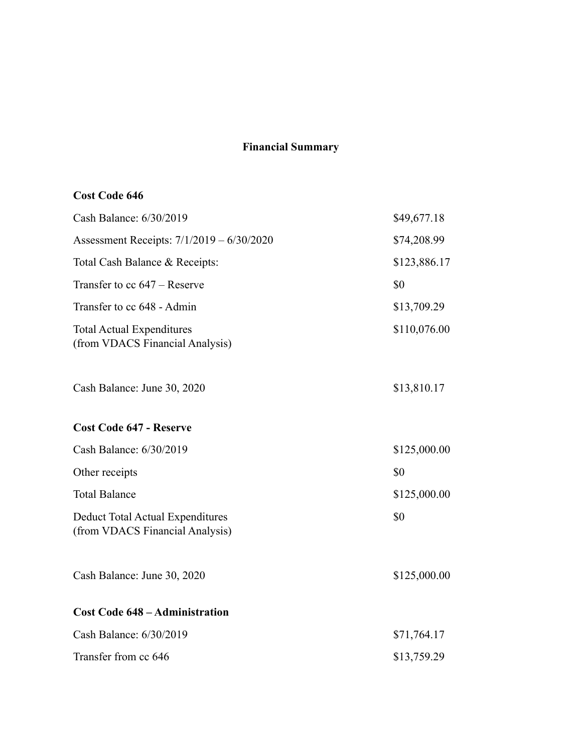## Financial Summary

### Cost Code 646

| | |
|---|---|
| Cash Balance: 6/30/2019 | $49,677.18 |
| Assessment Receipts: 7/1/2019 – 6/30/2020 | $74,208.99 |
| Total Cash Balance & Receipts: | $123,886.17 |
| Transfer to cc 647 – Reserve | $0 |
| Transfer to cc 648 - Admin | $13,709.29 |
| Total Actual Expenditures (from VDACS Financial Analysis) | $110,076.00 |
| Cash Balance: June 30, 2020 | $13,810.17 |

### Cost Code 647 - Reserve

| | |
|---|---|
| Cash Balance: 6/30/2019 | $125,000.00 |
| Other receipts | $0 |
| Total Balance | $125,000.00 |
| Deduct Total Actual Expenditures (from VDACS Financial Analysis) | $0 |
| Cash Balance: June 30, 2020 | $125,000.00 |

### Cost Code 648 – Administration

| | |
|---|---|
| Cash Balance: 6/30/2019 | $71,764.17 |
| Transfer from cc 646 | $13,759.29 |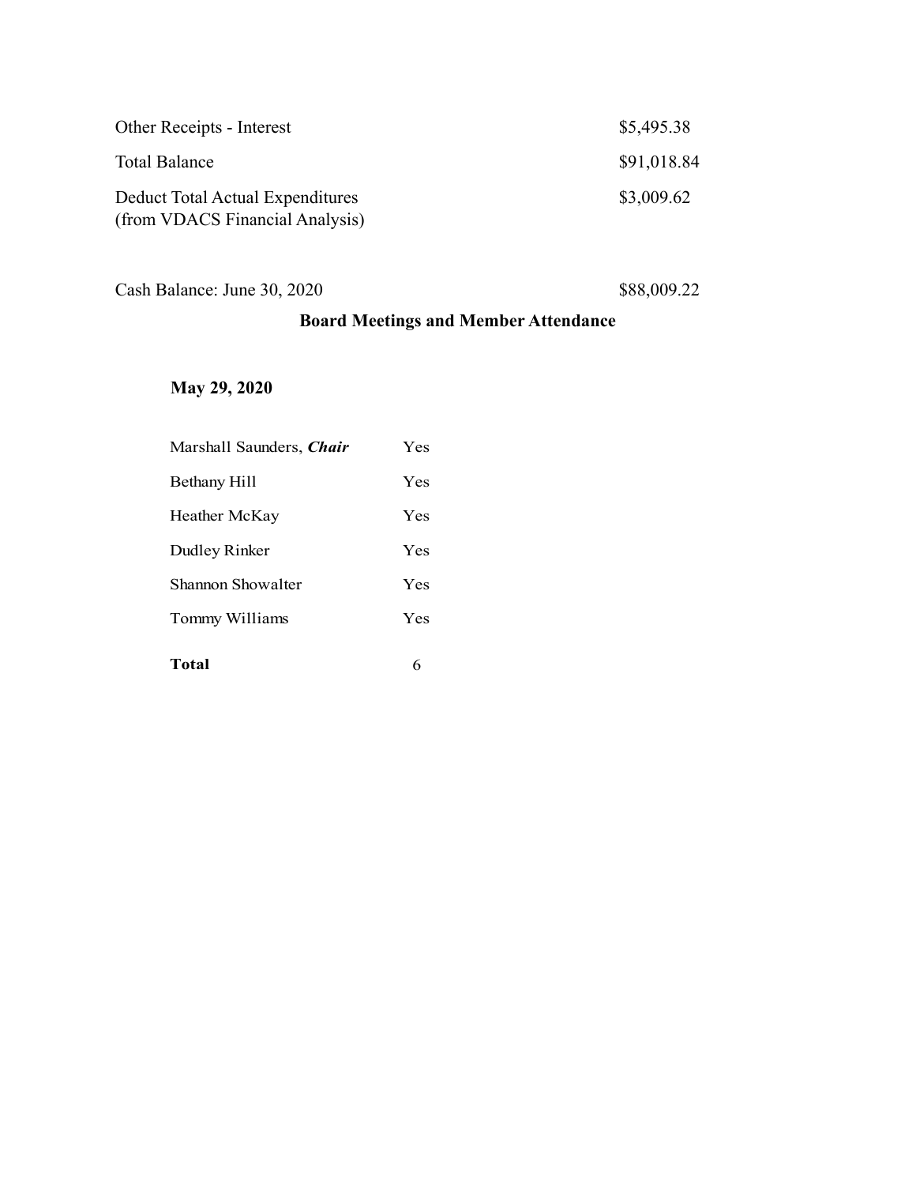| | |
|---|---|
| Other Receipts - Interest | $5,495.38 |
| Total Balance | $91,018.84 |
| Deduct Total Actual Expenditures (from VDACS Financial Analysis) | $3,009.62 |
| Cash Balance: June 30, 2020 | $88,009.22 |

## Board Meetings and Member Attendance

**May 29, 2020**

| | |
|---|---|
| Marshall Saunders, ***Chair*** | Yes |
| Bethany Hill | Yes |
| Heather McKay | Yes |
| Dudley Rinker | Yes |
| Shannon Showalter | Yes |
| Tommy Williams | Yes |
| **Total** | 6 |